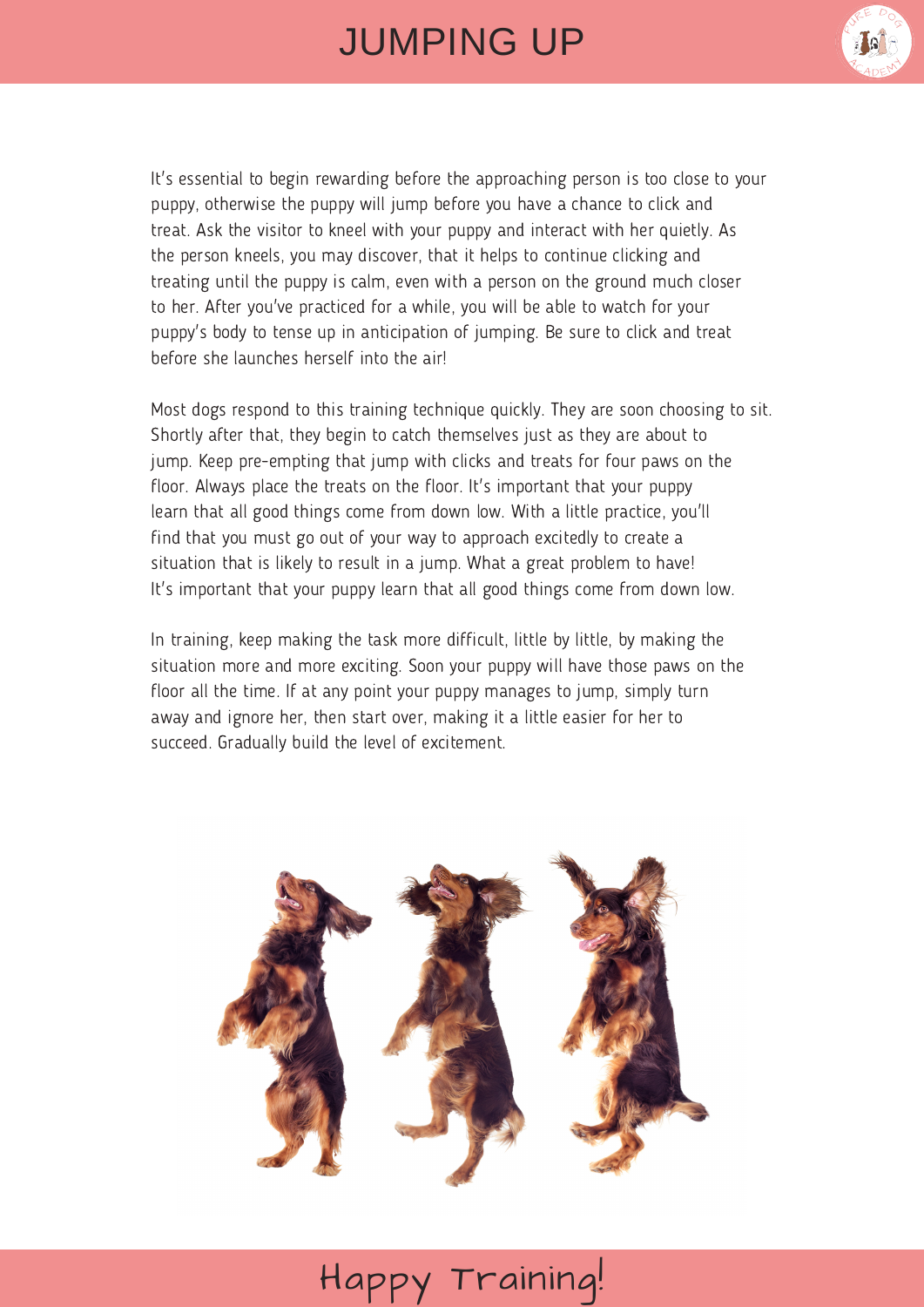# JUMPING UP

It's essential to begin rewarding before the approaching person is too close to your puppy, otherwise the puppy will jump before you have a chance to click and treat. Ask the visitor to kneel with your puppy and interact with her quietly. As the person kneels, you may discover, that it helps to continue clicking and treating until the puppy is calm, even with a person on the ground much closer to her. After you've practiced for a while, you will be able to watch for your puppy's body to tense up in anticipation of jumping. Be sure to click and treat before she launches herself into the air!

Most dogs respond to this training technique quickly. They are soon choosing to sit. Shortly after that, they begin to catch themselves just as they are about to jump. Keep pre-empting that jump with clicks and treats for four paws on the floor. Always place the treats on the floor. It's important that your puppy learn that all good things come from down low. With a little practice, you'll find that you must go out of your way to approach excitedly to create a situation that is likely to result in a jump. What a great problem to have! It's important that your puppy learn that all good things come from down low.

In training, keep making the task more difficult, little by little, by making the situation more and more exciting. Soon your puppy will have those paws on the floor all the time. If at any point your puppy manages to jump, simply turn away and ignore her, then start over, making it a little easier for her to succeed. Gradually build the level of excitement.

Happy Training!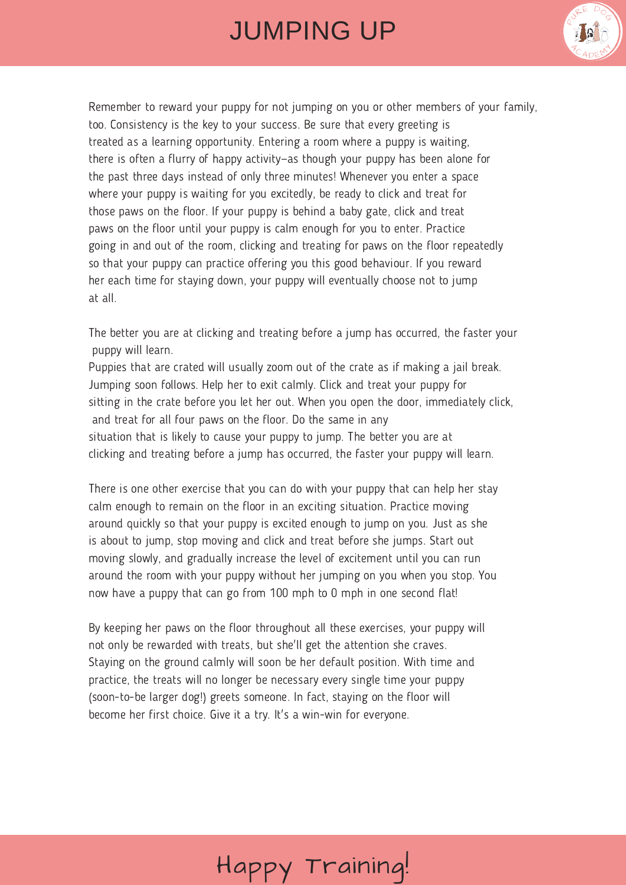Remember to reward your puppy for not jumping on you or other members of your family, too. Consistency is the key to your success. Be sure that every greeting is treated as a learning opportunity. Entering a room where a puppy is waiting, there is often a flurry of happy activity—as though your puppy has been alone for the past three days instead of only three minutes! Whenever you enter a space where your puppy is waiting for you excitedly, be ready to click and treat for those paws on the floor. If your puppy is behind a baby gate, click and treat paws on the floor until your puppy is calm enough for you to enter. Practice going in and out of the room, clicking and treating for paws on the floor repeatedly so that your puppy can practice offering you this good behaviour. If you reward her each time for staying down, your puppy will eventually choose not to jump at all.

The better you are at clicking and treating before a jump has occurred, the faster your puppy will learn.

Puppies that are crated will usually zoom out of the crate as if making a jail break. Jumping soon follows. Help her to exit calmly. Click and treat your puppy for sitting in the crate before you let her out. When you open the door, immediately click, and treat for all four paws on the floor. Do the same in any situation that is likely to cause your puppy to jump. The better you are at clicking and treating before a jump has occurred, the faster your puppy will learn.

There is one other exercise that you can do with your puppy that can help her stay calm enough to remain on the floor in an exciting situation. Practice moving around quickly so that your puppy is excited enough to jump on you. Just as she is about to jump, stop moving and click and treat before she jumps. Start out moving slowly, and gradually increase the level of excitement until you can run around the room with your puppy without her jumping on you when you stop. You now have a puppy that can go from 100 mph to 0 mph in one second flat!

By keeping her paws on the floor throughout all these exercises, your puppy will not only be rewarded with treats, but she'll get the attention she craves. Staying on the ground calmly will soon be her default position. With time and practice, the treats will no longer be necessary every single time your puppy (soon-to-be larger dog!) greets someone. In fact, staying on the floor will become her first choice. Give it a try. It's a win-win for everyone.